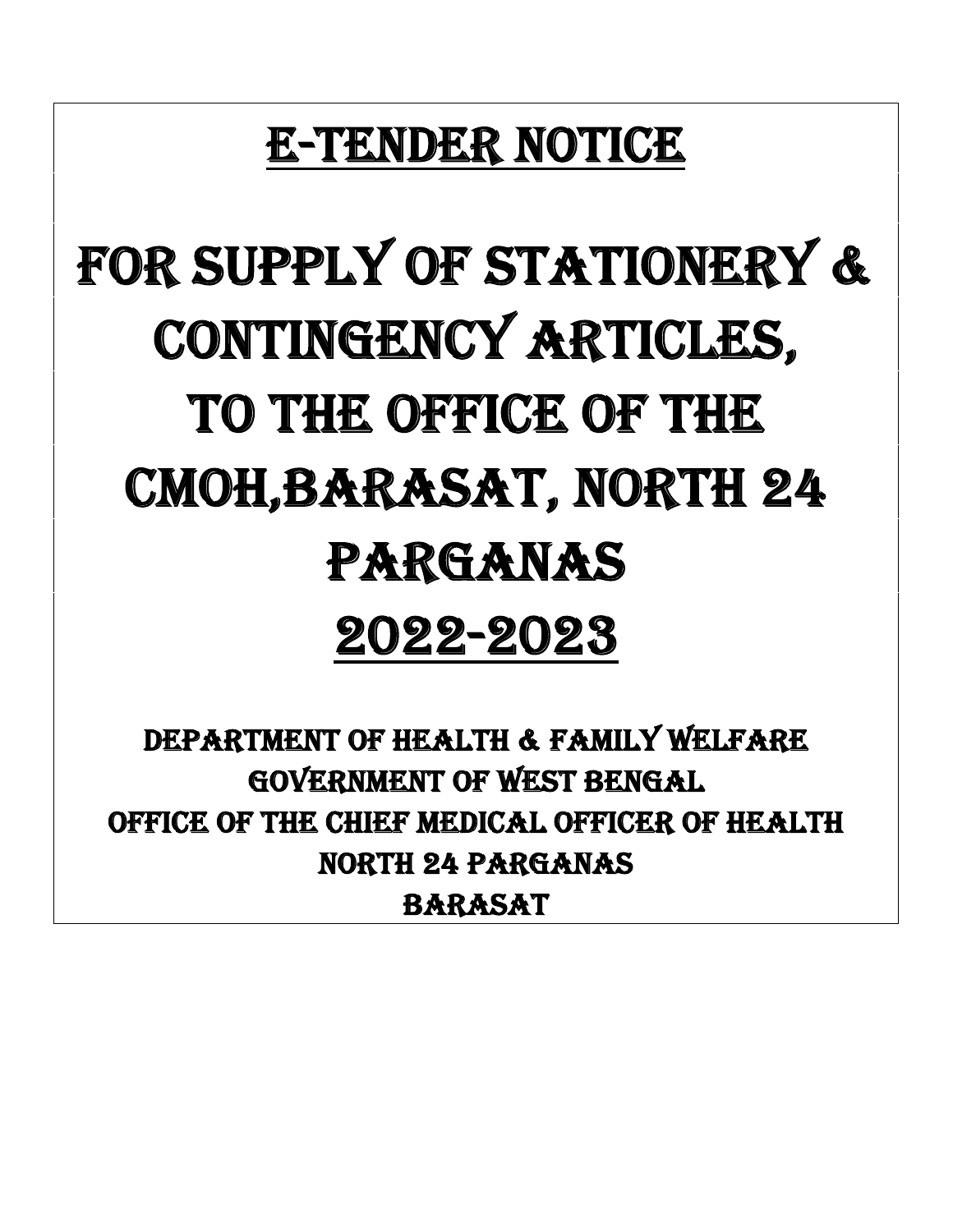# E-TENDER NOTICE

# FOR SUPPLY OF STATIONERY & CONTINGENCY ARTICLES, TO THE OFFICE OF THE CMOH,BARASAT, NORTH 24 PARGANAS

# 2022-2023

**DEPARTMENT OF HEALTH & FAMILY WELFARE**
**GOVERNMENT OF WEST BENGAL**
**OFFICE OF THE CHIEF MEDICAL OFFICER OF HEALTH**
**NORTH 24 PARGANAS**
**BARASAT**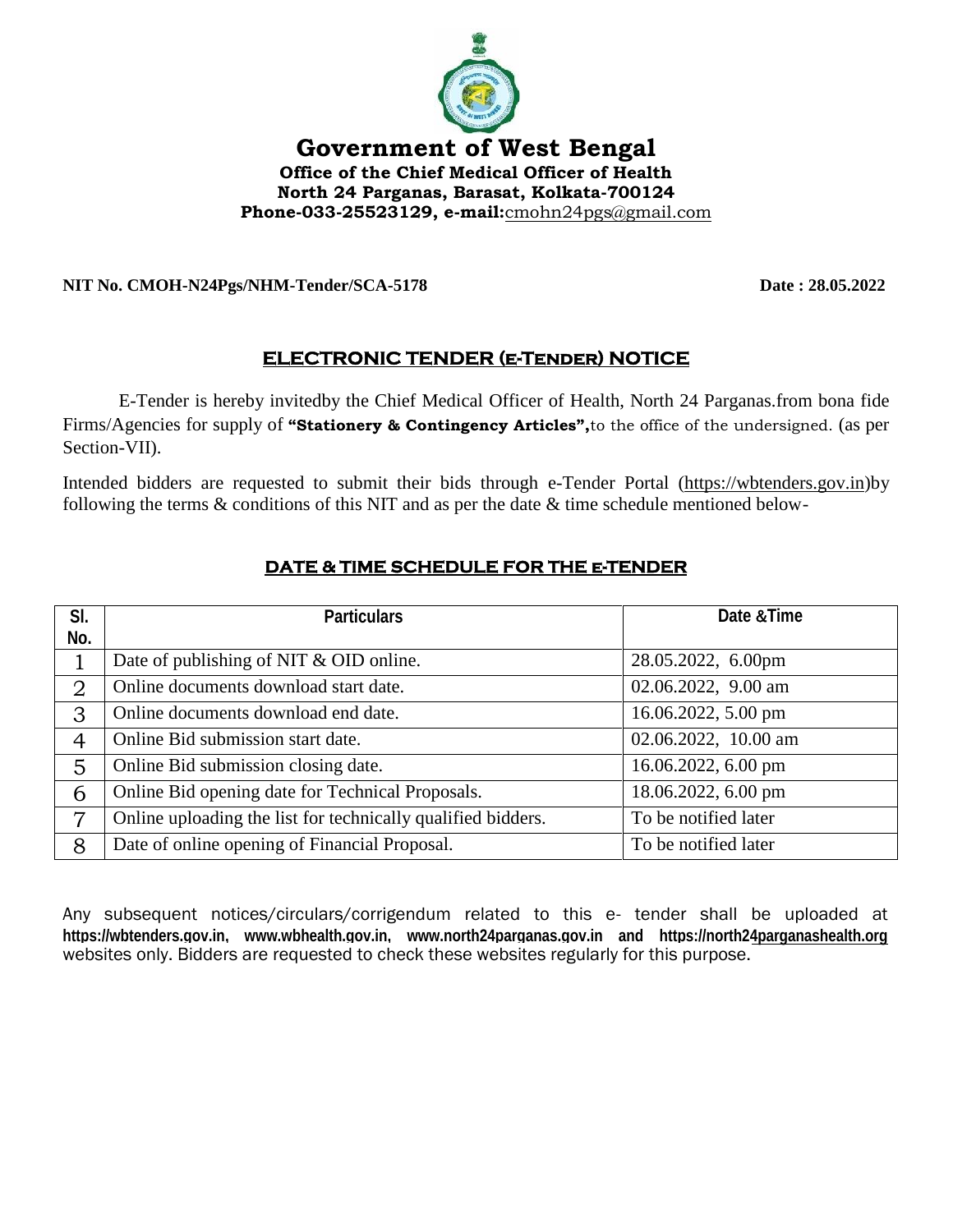# Government of West Bengal

**Office of the Chief Medical Officer of Health**
**North 24 Parganas, Barasat, Kolkata-700124**
**Phone-033-25523129, e-mail:**cmohn24pgs@gmail.com

**NIT No. CMOH-N24Pgs/NHM-Tender/SCA-5178** **Date : 28.05.2022**

## ELECTRONIC TENDER (e-Tender) NOTICE

E-Tender is hereby invitedby the Chief Medical Officer of Health, North 24 Parganas.from bona fide Firms/Agencies for supply of **"Stationery & Contingency Articles",**to the office of the undersigned. (as per Section-VII).

Intended bidders are requested to submit their bids through e-Tender Portal (https://wbtenders.gov.in)by following the terms & conditions of this NIT and as per the date & time schedule mentioned below-

## DATE & TIME SCHEDULE FOR THE e-TENDER

| Sl. No. | Particulars | Date &Time |
|---|---|---|
| 1 | Date of publishing of NIT & OID online. | 28.05.2022, 6.00pm |
| 2 | Online documents download start date. | 02.06.2022, 9.00 am |
| 3 | Online documents download end date. | 16.06.2022, 5.00 pm |
| 4 | Online Bid submission start date. | 02.06.2022, 10.00 am |
| 5 | Online Bid submission closing date. | 16.06.2022, 6.00 pm |
| 6 | Online Bid opening date for Technical Proposals. | 18.06.2022, 6.00 pm |
| 7 | Online uploading the list for technically qualified bidders. | To be notified later |
| 8 | Date of online opening of Financial Proposal. | To be notified later |

Any subsequent notices/circulars/corrigendum related to this e- tender shall be uploaded at **https://wbtenders.gov.in, www.wbhealth.gov.in, www.north24parganas.gov.in and https://north24parganashealth.org** websites only. Bidders are requested to check these websites regularly for this purpose.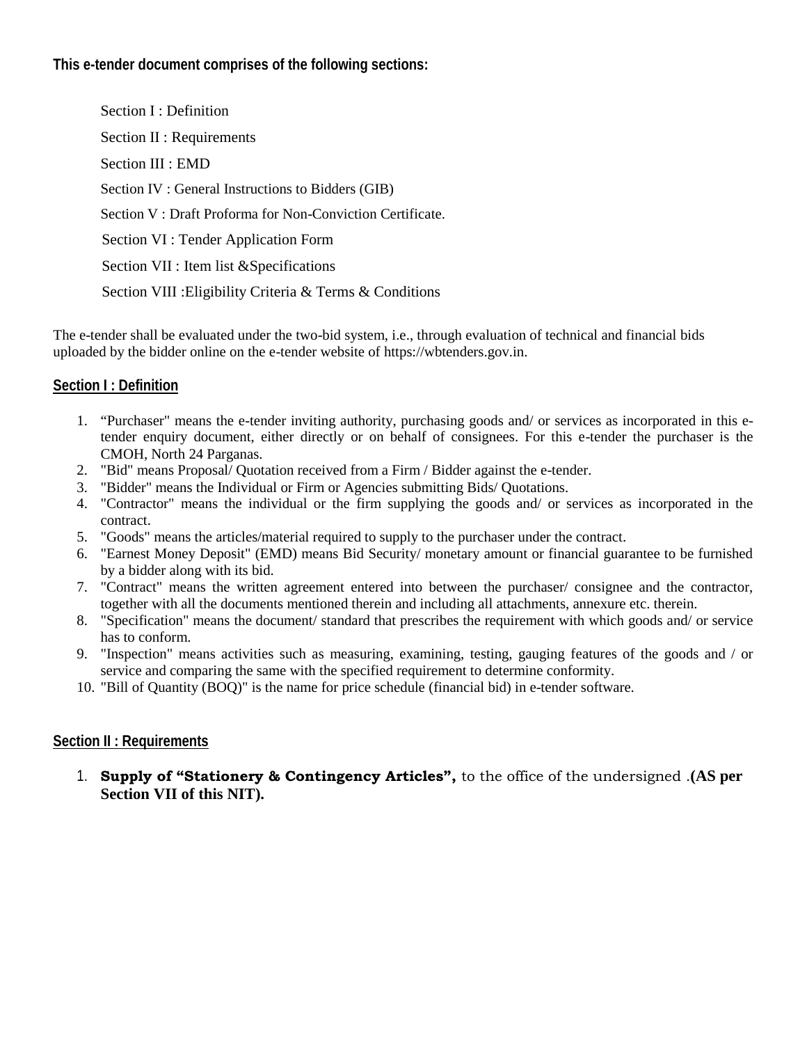**This e-tender document comprises of the following sections:**

- Section I : Definition
- Section II : Requirements
- Section III : EMD
- Section IV : General Instructions to Bidders (GIB)
- Section V : Draft Proforma for Non-Conviction Certificate.
- Section VI : Tender Application Form
- Section VII : Item list &Specifications
- Section VIII :Eligibility Criteria & Terms & Conditions

The e-tender shall be evaluated under the two-bid system, i.e., through evaluation of technical and financial bids uploaded by the bidder online on the e-tender website of https://wbtenders.gov.in.

## Section I : Definition

1. "Purchaser" means the e-tender inviting authority, purchasing goods and/ or services as incorporated in this e-tender enquiry document, either directly or on behalf of consignees. For this e-tender the purchaser is the CMOH, North 24 Parganas.
2. "Bid" means Proposal/ Quotation received from a Firm / Bidder against the e-tender.
3. "Bidder" means the Individual or Firm or Agencies submitting Bids/ Quotations.
4. "Contractor" means the individual or the firm supplying the goods and/ or services as incorporated in the contract.
5. "Goods" means the articles/material required to supply to the purchaser under the contract.
6. "Earnest Money Deposit" (EMD) means Bid Security/ monetary amount or financial guarantee to be furnished by a bidder along with its bid.
7. "Contract" means the written agreement entered into between the purchaser/ consignee and the contractor, together with all the documents mentioned therein and including all attachments, annexure etc. therein.
8. "Specification" means the document/ standard that prescribes the requirement with which goods and/ or service has to conform.
9. "Inspection" means activities such as measuring, examining, testing, gauging features of the goods and / or service and comparing the same with the specified requirement to determine conformity.
10. "Bill of Quantity (BOQ)" is the name for price schedule (financial bid) in e-tender software.

## Section II : Requirements

1. **Supply of "Stationery & Contingency Articles",** to the office of the undersigned .**(AS per Section VII of this NIT).**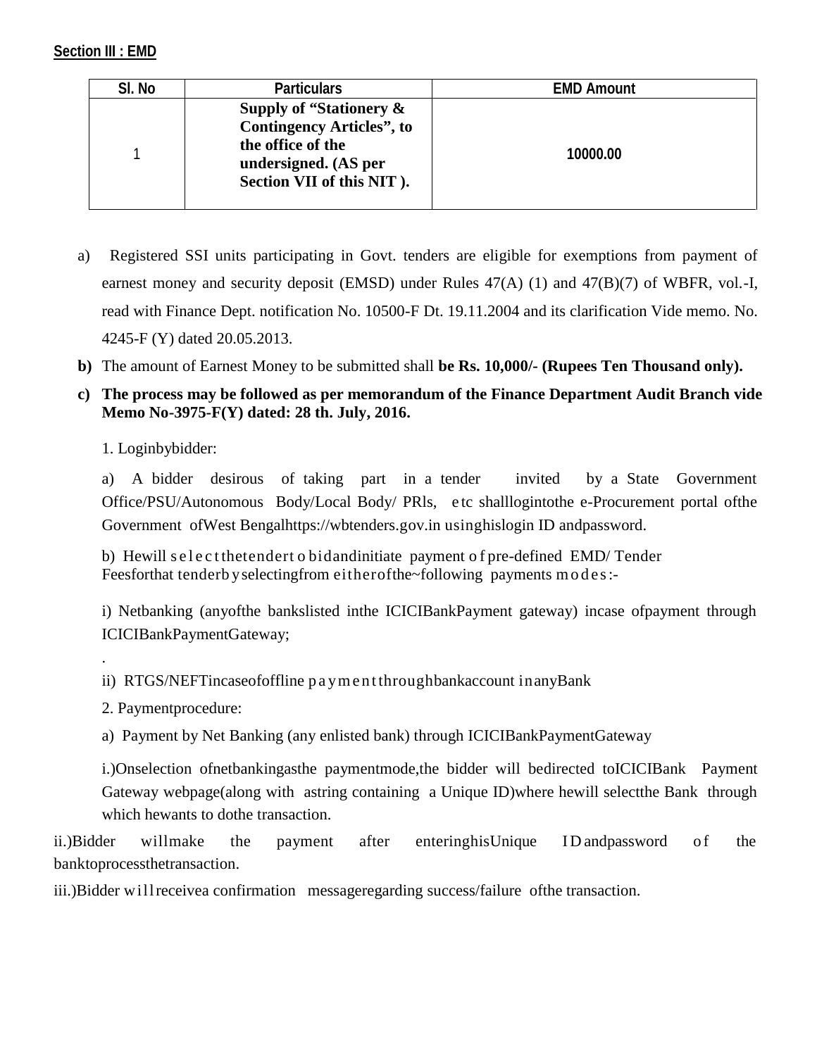**Section III : EMD**

| Sl. No | Particulars | EMD Amount |
|---|---|---|
| 1 | **Supply of "Stationery & Contingency Articles", to the office of the undersigned. (AS per Section VII of this NIT ).** | **10000.00** |

a) Registered SSI units participating in Govt. tenders are eligible for exemptions from payment of earnest money and security deposit (EMSD) under Rules 47(A) (1) and 47(B)(7) of WBFR, vol.-I, read with Finance Dept. notification No. 10500-F Dt. 19.11.2004 and its clarification Vide memo. No. 4245-F (Y) dated 20.05.2013.

**b)** The amount of Earnest Money to be submitted shall **be Rs. 10,000/- (Rupees Ten Thousand only).**

**c) The process may be followed as per memorandum of the Finance Department Audit Branch vide Memo No-3975-F(Y) dated: 28 th. July, 2016.**

1. Loginbybidder:

a) A bidder desirous of taking part in a tender invited by a State Government Office/PSU/Autonomous Body/Local Body/ PRls, etc shalllogintothe e-Procurement portal ofthe Government ofWest Bengalhttps://wbtenders.gov.in usinghislogin ID andpassword.

b) Hewill selectthetendert o bidandinitiate payment of pre-defined EMD/ Tender Feesforthat tenderbyselectingfrom eitherofthe~following payments modes:-

i) Netbanking (anyofthe bankslisted inthe ICICIBankPayment gateway) incase ofpayment through ICICIBankPaymentGateway;

.

ii) RTGS/NEFTincaseofoffline paymentthroughbankaccount inanyBank

2. Paymentprocedure:

a) Payment by Net Banking (any enlisted bank) through ICICIBankPaymentGateway

i.)Onselection ofnetbankingasthe paymentmode,the bidder will bedirected toICICIBank Payment Gateway webpage(along with astring containing a Unique ID)where hewill selectthe Bank through which hewants to dothe transaction.

ii.)Bidder willmake the payment after enteringhisUnique ID andpassword of the banktoprocessthetransaction.

iii.)Bidder willreceivea confirmation messageregarding success/failure ofthe transaction.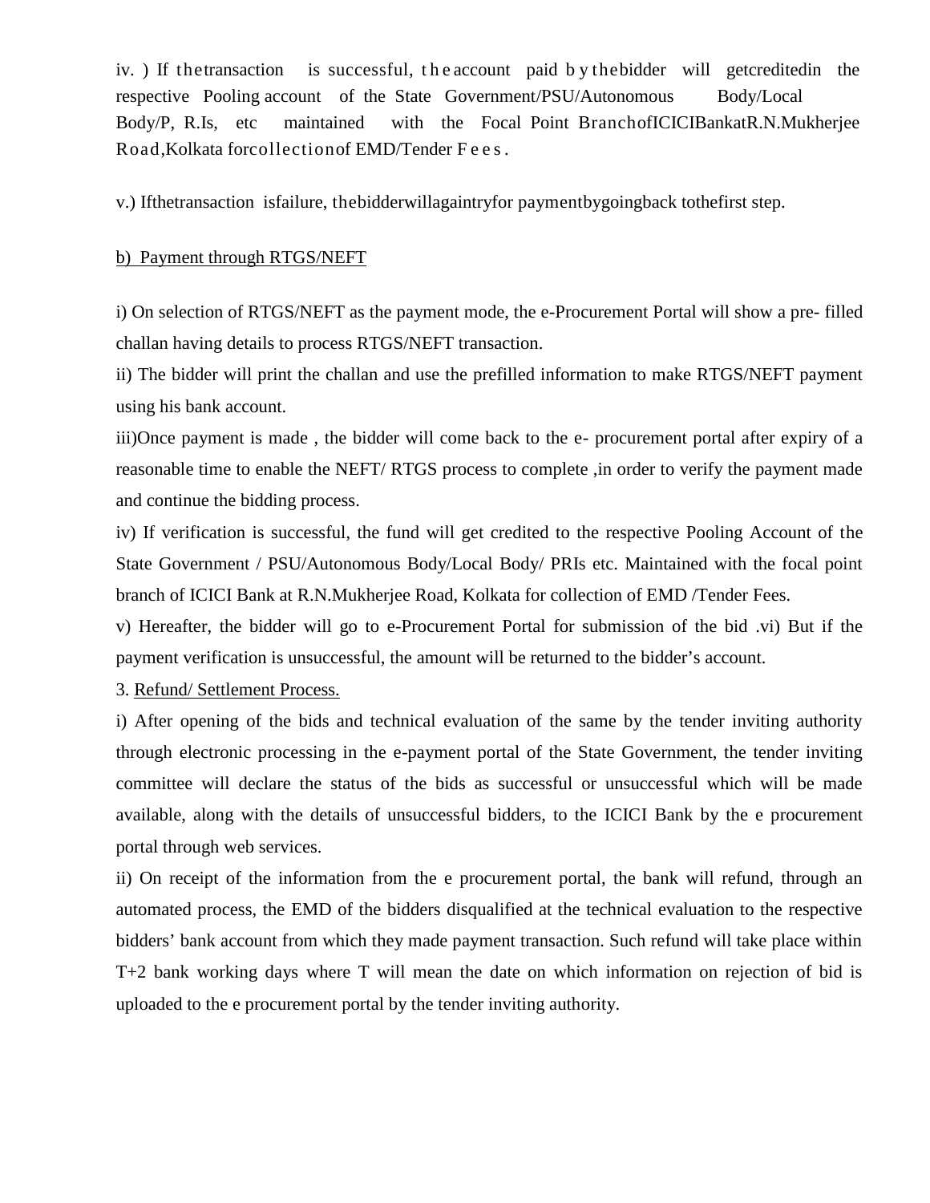iv. ) If the transaction is successful, the account paid by the bidder will get credited in the respective Pooling account of the State Government/PSU/Autonomous Body/Local Body/P, R.Is, etc maintained with the Focal Point Branch of ICICI Bank at R.N.Mukherjee Road, Kolkata for collection of EMD/Tender Fees.

v.) If the transaction is failure, the bidder will again try for payment by going back to the first step.

b) Payment through RTGS/NEFT

i) On selection of RTGS/NEFT as the payment mode, the e-Procurement Portal will show a pre- filled challan having details to process RTGS/NEFT transaction.

ii) The bidder will print the challan and use the prefilled information to make RTGS/NEFT payment using his bank account.

iii)Once payment is made , the bidder will come back to the e- procurement portal after expiry of a reasonable time to enable the NEFT/ RTGS process to complete ,in order to verify the payment made and continue the bidding process.

iv) If verification is successful, the fund will get credited to the respective Pooling Account of the State Government / PSU/Autonomous Body/Local Body/ PRIs etc. Maintained with the focal point branch of ICICI Bank at R.N.Mukherjee Road, Kolkata for collection of EMD /Tender Fees.

v) Hereafter, the bidder will go to e-Procurement Portal for submission of the bid .vi) But if the payment verification is unsuccessful, the amount will be returned to the bidder's account.

3. Refund/ Settlement Process.

i) After opening of the bids and technical evaluation of the same by the tender inviting authority through electronic processing in the e-payment portal of the State Government, the tender inviting committee will declare the status of the bids as successful or unsuccessful which will be made available, along with the details of unsuccessful bidders, to the ICICI Bank by the e procurement portal through web services.

ii) On receipt of the information from the e procurement portal, the bank will refund, through an automated process, the EMD of the bidders disqualified at the technical evaluation to the respective bidders' bank account from which they made payment transaction. Such refund will take place within T+2 bank working days where T will mean the date on which information on rejection of bid is uploaded to the e procurement portal by the tender inviting authority.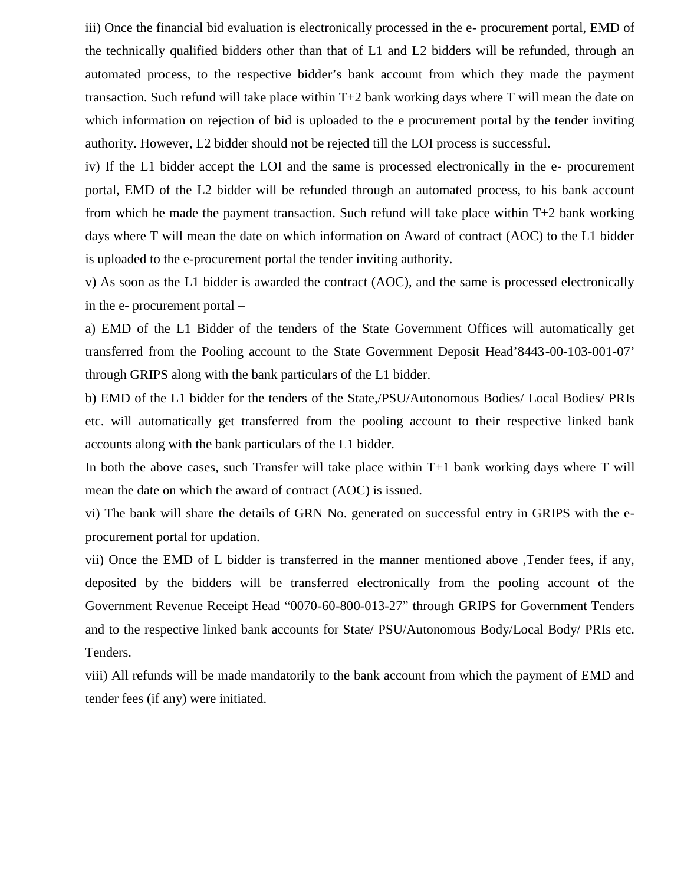iii) Once the financial bid evaluation is electronically processed in the e- procurement portal, EMD of the technically qualified bidders other than that of L1 and L2 bidders will be refunded, through an automated process, to the respective bidder's bank account from which they made the payment transaction. Such refund will take place within T+2 bank working days where T will mean the date on which information on rejection of bid is uploaded to the e procurement portal by the tender inviting authority. However, L2 bidder should not be rejected till the LOI process is successful.

iv) If the L1 bidder accept the LOI and the same is processed electronically in the e- procurement portal, EMD of the L2 bidder will be refunded through an automated process, to his bank account from which he made the payment transaction. Such refund will take place within T+2 bank working days where T will mean the date on which information on Award of contract (AOC) to the L1 bidder is uploaded to the e-procurement portal the tender inviting authority.

v) As soon as the L1 bidder is awarded the contract (AOC), and the same is processed electronically in the e- procurement portal –

a) EMD of the L1 Bidder of the tenders of the State Government Offices will automatically get transferred from the Pooling account to the State Government Deposit Head'8443-00-103-001-07' through GRIPS along with the bank particulars of the L1 bidder.

b) EMD of the L1 bidder for the tenders of the State,/PSU/Autonomous Bodies/ Local Bodies/ PRIs etc. will automatically get transferred from the pooling account to their respective linked bank accounts along with the bank particulars of the L1 bidder.

In both the above cases, such Transfer will take place within T+1 bank working days where T will mean the date on which the award of contract (AOC) is issued.

vi) The bank will share the details of GRN No. generated on successful entry in GRIPS with the e-procurement portal for updation.

vii) Once the EMD of L bidder is transferred in the manner mentioned above ,Tender fees, if any, deposited by the bidders will be transferred electronically from the pooling account of the Government Revenue Receipt Head "0070-60-800-013-27" through GRIPS for Government Tenders and to the respective linked bank accounts for State/ PSU/Autonomous Body/Local Body/ PRIs etc. Tenders.

viii) All refunds will be made mandatorily to the bank account from which the payment of EMD and tender fees (if any) were initiated.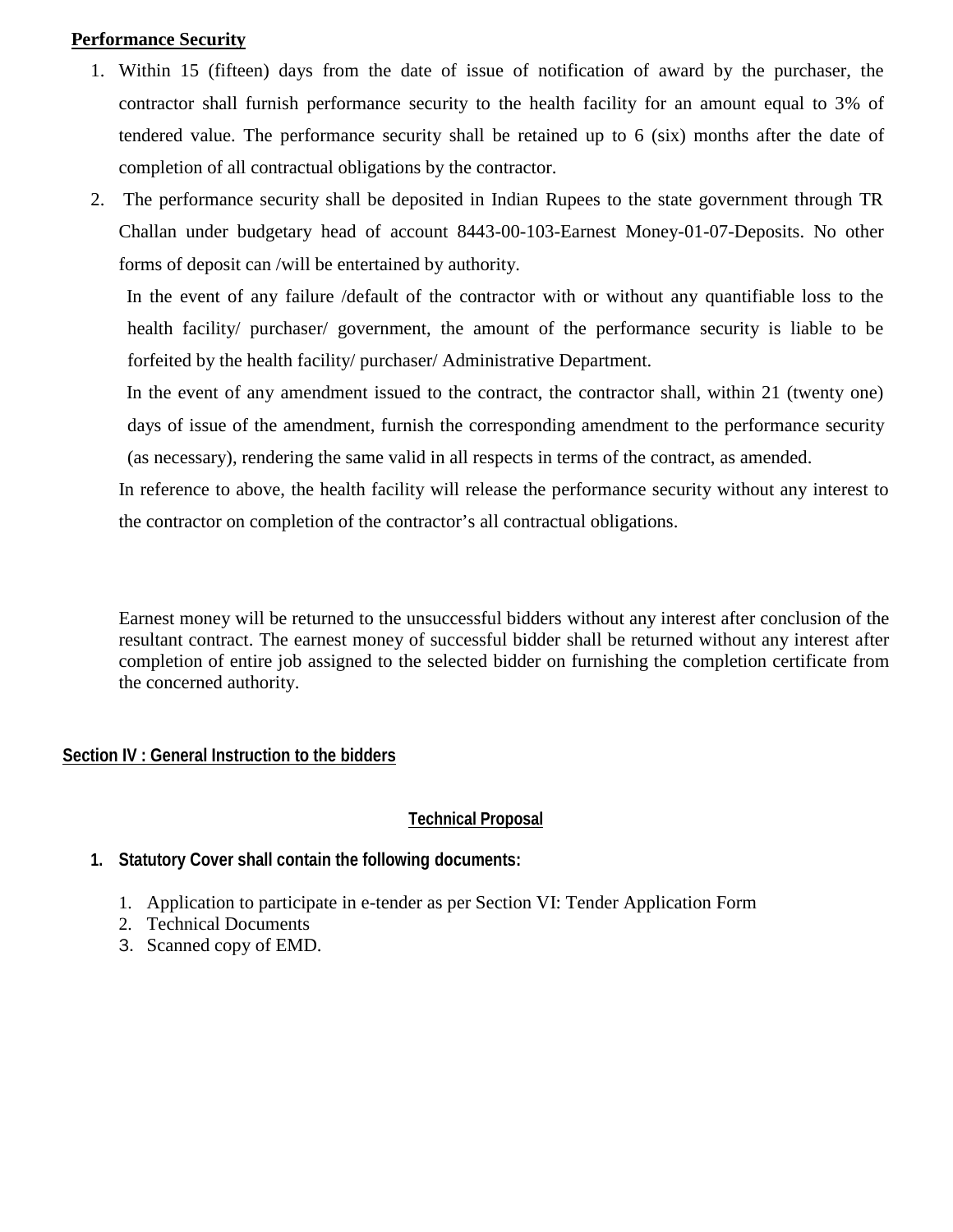**Performance Security**

1. Within 15 (fifteen) days from the date of issue of notification of award by the purchaser, the contractor shall furnish performance security to the health facility for an amount equal to 3% of tendered value. The performance security shall be retained up to 6 (six) months after the date of completion of all contractual obligations by the contractor.
2. The performance security shall be deposited in Indian Rupees to the state government through TR Challan under budgetary head of account 8443-00-103-Earnest Money-01-07-Deposits. No other forms of deposit can /will be entertained by authority.

   In the event of any failure /default of the contractor with or without any quantifiable loss to the health facility/ purchaser/ government, the amount of the performance security is liable to be forfeited by the health facility/ purchaser/ Administrative Department.

   In the event of any amendment issued to the contract, the contractor shall, within 21 (twenty one) days of issue of the amendment, furnish the corresponding amendment to the performance security (as necessary), rendering the same valid in all respects in terms of the contract, as amended.

   In reference to above, the health facility will release the performance security without any interest to the contractor on completion of the contractor's all contractual obligations.

Earnest money will be returned to the unsuccessful bidders without any interest after conclusion of the resultant contract. The earnest money of successful bidder shall be returned without any interest after completion of entire job assigned to the selected bidder on furnishing the completion certificate from the concerned authority.

## Section IV : General Instruction to the bidders

### Technical Proposal

**1. Statutory Cover shall contain the following documents:**

1. Application to participate in e-tender as per Section VI: Tender Application Form
2. Technical Documents
3. Scanned copy of EMD.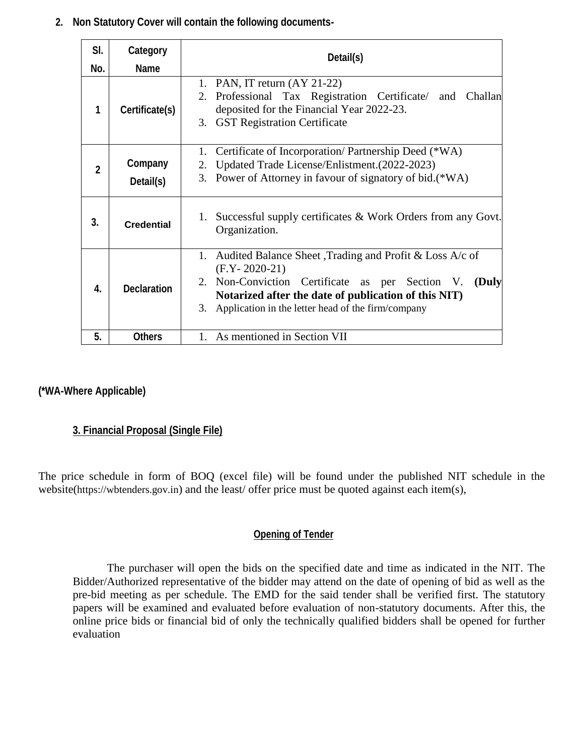**2. Non Statutory Cover will contain the following documents-**

| Sl. No. | Category Name | Detail(s) |
|---|---|---|
| 1 | Certificate(s) | 1. PAN, IT return (AY 21-22)<br>2. Professional Tax Registration Certificate/ and Challan deposited for the Financial Year 2022-23.<br>3. GST Registration Certificate |
| 2 | Company Detail(s) | 1. Certificate of Incorporation/ Partnership Deed (*WA)<br>2. Updated Trade License/Enlistment.(2022-2023)<br>3. Power of Attorney in favour of signatory of bid.(*WA) |
| 3. | Credential | 1. Successful supply certificates & Work Orders from any Govt. Organization. |
| 4. | Declaration | 1. Audited Balance Sheet ,Trading and Profit & Loss A/c of (F.Y- 2020-21)<br>2. Non-Conviction Certificate as per Section V. **(Duly Notarized after the date of publication of this NIT)**<br>3. Application in the letter head of the firm/company |
| 5. | Others | 1. As mentioned in Section VII |

**(*WA-Where Applicable)**

**3. Financial Proposal (Single File)**

The price schedule in form of BOQ (excel file) will be found under the published NIT schedule in the website(https://wbtenders.gov.in) and the least/ offer price must be quoted against each item(s),

**Opening of Tender**

The purchaser will open the bids on the specified date and time as indicated in the NIT. The Bidder/Authorized representative of the bidder may attend on the date of opening of bid as well as the pre-bid meeting as per schedule. The EMD for the said tender shall be verified first. The statutory papers will be examined and evaluated before evaluation of non-statutory documents. After this, the online price bids or financial bid of only the technically qualified bidders shall be opened for further evaluation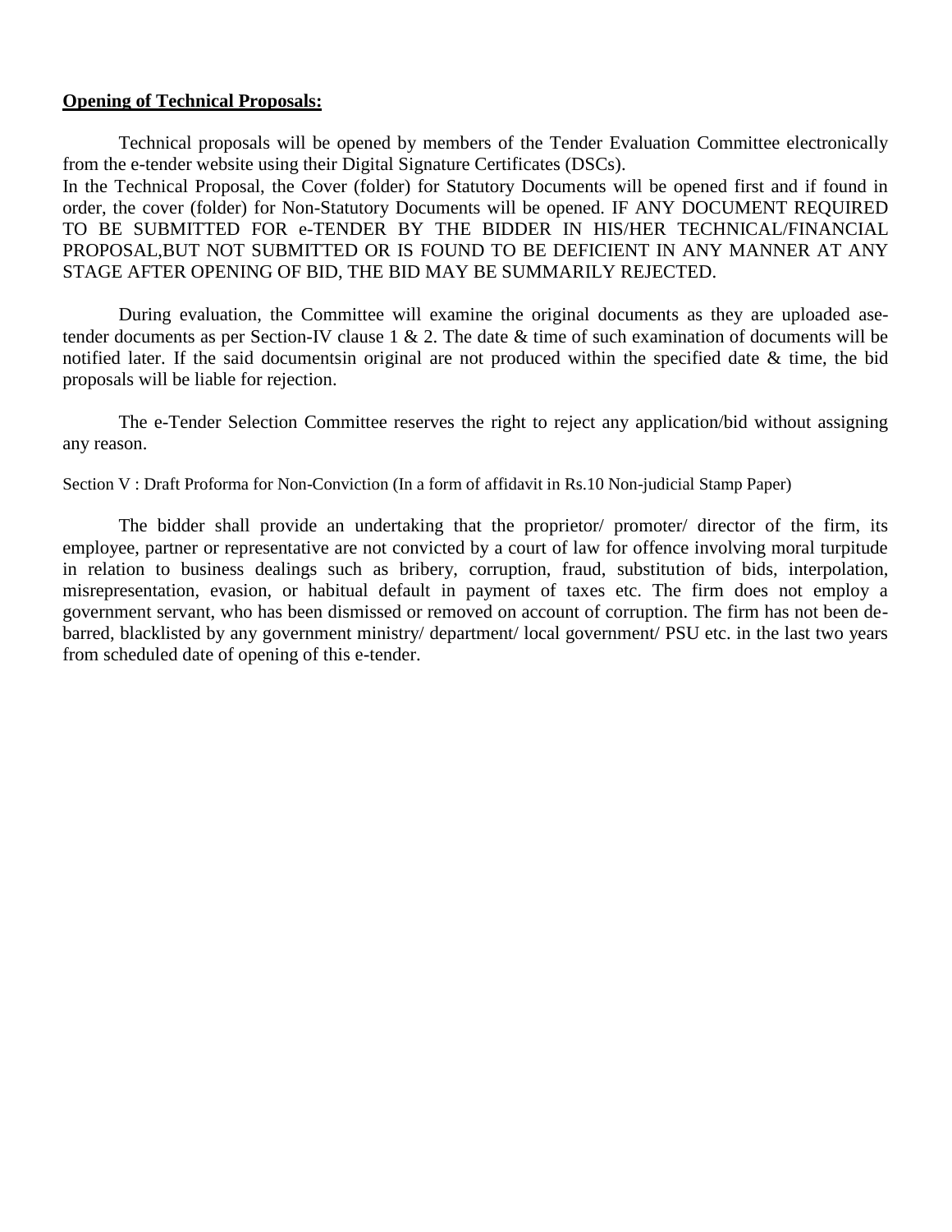**Opening of Technical Proposals:**

Technical proposals will be opened by members of the Tender Evaluation Committee electronically from the e-tender website using their Digital Signature Certificates (DSCs).
In the Technical Proposal, the Cover (folder) for Statutory Documents will be opened first and if found in order, the cover (folder) for Non-Statutory Documents will be opened. IF ANY DOCUMENT REQUIRED TO BE SUBMITTED FOR e-TENDER BY THE BIDDER IN HIS/HER TECHNICAL/FINANCIAL PROPOSAL,BUT NOT SUBMITTED OR IS FOUND TO BE DEFICIENT IN ANY MANNER AT ANY STAGE AFTER OPENING OF BID, THE BID MAY BE SUMMARILY REJECTED.

During evaluation, the Committee will examine the original documents as they are uploaded ase-tender documents as per Section-IV clause 1 & 2. The date & time of such examination of documents will be notified later. If the said documentsin original are not produced within the specified date & time, the bid proposals will be liable for rejection.

The e-Tender Selection Committee reserves the right to reject any application/bid without assigning any reason.

Section V : Draft Proforma for Non-Conviction (In a form of affidavit in Rs.10 Non-judicial Stamp Paper)

The bidder shall provide an undertaking that the proprietor/ promoter/ director of the firm, its employee, partner or representative are not convicted by a court of law for offence involving moral turpitude in relation to business dealings such as bribery, corruption, fraud, substitution of bids, interpolation, misrepresentation, evasion, or habitual default in payment of taxes etc. The firm does not employ a government servant, who has been dismissed or removed on account of corruption. The firm has not been de-barred, blacklisted by any government ministry/ department/ local government/ PSU etc. in the last two years from scheduled date of opening of this e-tender.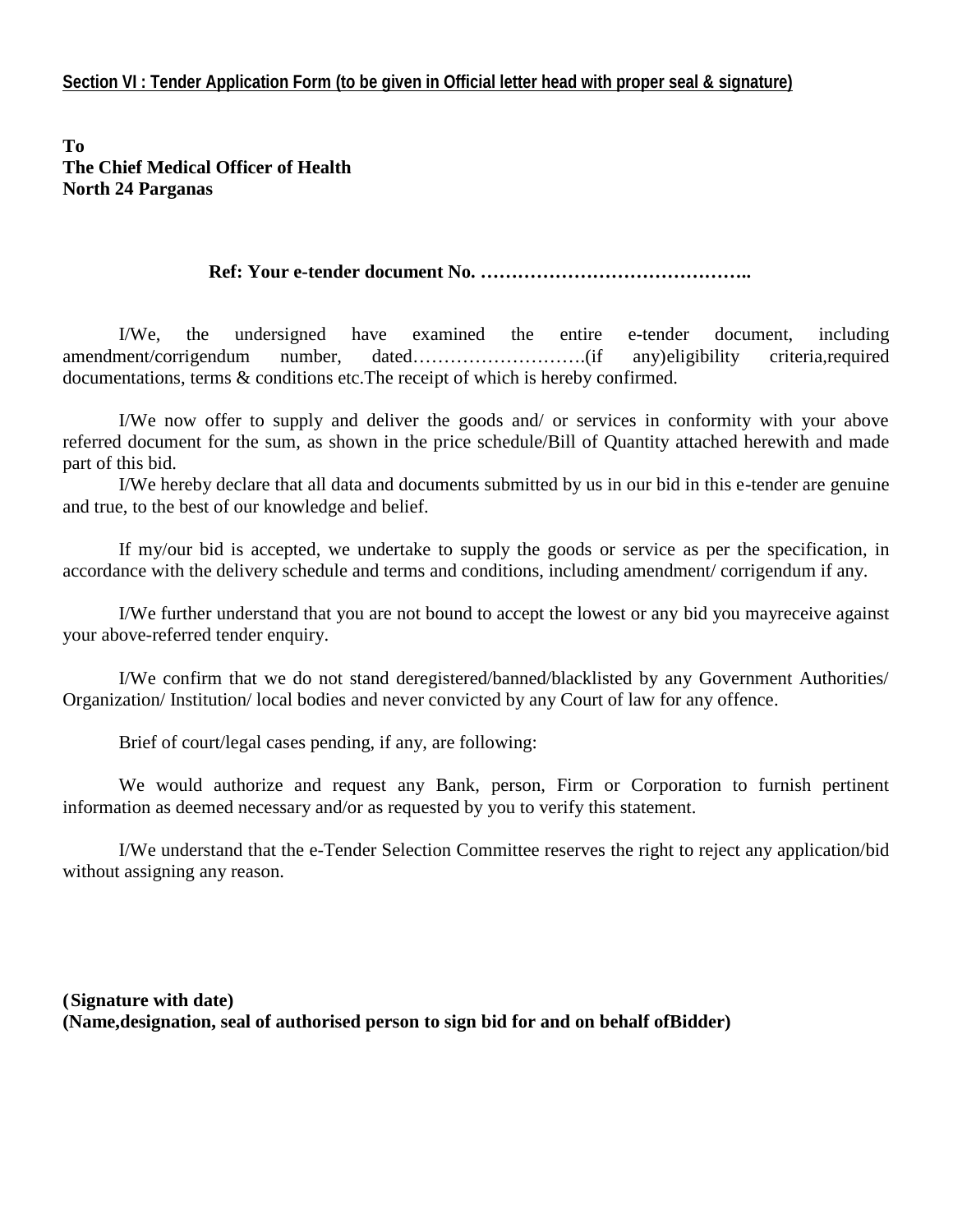**Section VI : Tender Application Form (to be given in Official letter head with proper seal & signature)**

**To**
**The Chief Medical Officer of Health**
**North 24 Parganas**

**Ref: Your e-tender document No. ……………………………………..**

I/We, the undersigned have examined the entire e-tender document, including amendment/corrigendum number, dated……………………….(if any)eligibility criteria,required documentations, terms & conditions etc.The receipt of which is hereby confirmed.

I/We now offer to supply and deliver the goods and/ or services in conformity with your above referred document for the sum, as shown in the price schedule/Bill of Quantity attached herewith and made part of this bid.

I/We hereby declare that all data and documents submitted by us in our bid in this e-tender are genuine and true, to the best of our knowledge and belief.

If my/our bid is accepted, we undertake to supply the goods or service as per the specification, in accordance with the delivery schedule and terms and conditions, including amendment/ corrigendum if any.

I/We further understand that you are not bound to accept the lowest or any bid you mayreceive against your above-referred tender enquiry.

I/We confirm that we do not stand deregistered/banned/blacklisted by any Government Authorities/ Organization/ Institution/ local bodies and never convicted by any Court of law for any offence.

Brief of court/legal cases pending, if any, are following:

We would authorize and request any Bank, person, Firm or Corporation to furnish pertinent information as deemed necessary and/or as requested by you to verify this statement.

I/We understand that the e-Tender Selection Committee reserves the right to reject any application/bid without assigning any reason.

**(Signature with date)**
**(Name,designation, seal of authorised person to sign bid for and on behalf ofBidder)**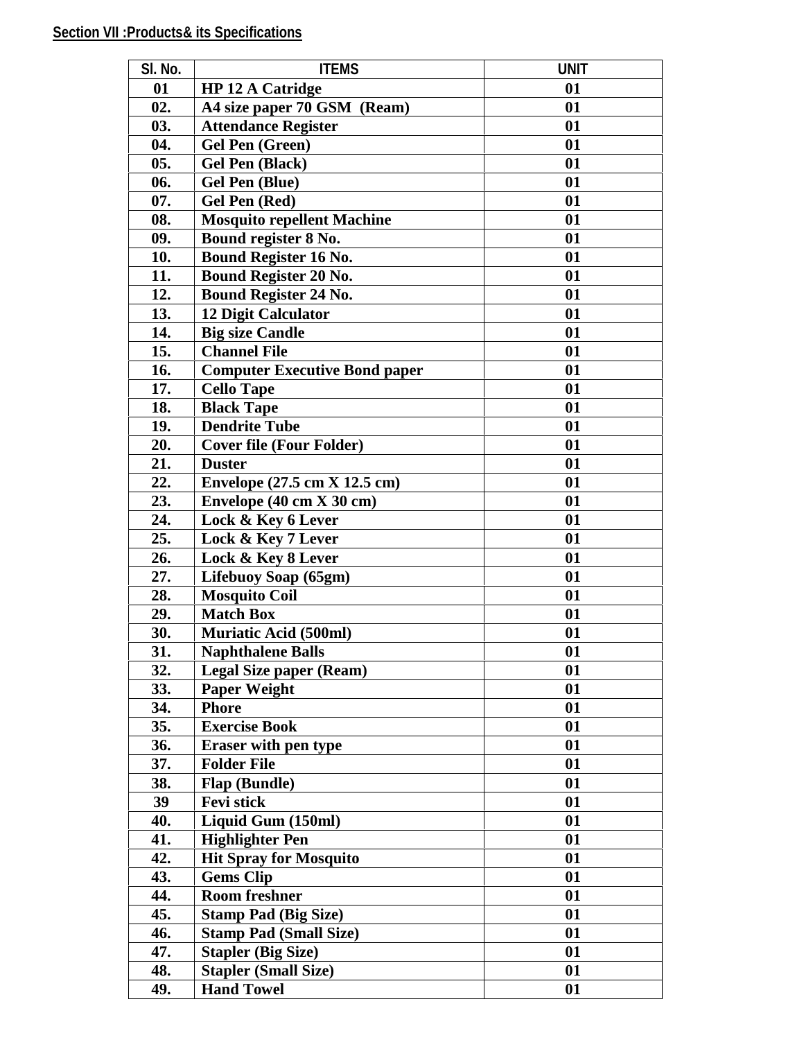**Section VII :Products& its Specifications**

| Sl. No. | ITEMS | UNIT |
|---|---|---|
| 01 | HP 12 A Catridge | 01 |
| 02. | A4 size paper 70 GSM (Ream) | 01 |
| 03. | Attendance Register | 01 |
| 04. | Gel Pen (Green) | 01 |
| 05. | Gel Pen (Black) | 01 |
| 06. | Gel Pen (Blue) | 01 |
| 07. | Gel Pen (Red) | 01 |
| 08. | Mosquito repellent Machine | 01 |
| 09. | Bound register 8 No. | 01 |
| 10. | Bound Register 16 No. | 01 |
| 11. | Bound Register 20 No. | 01 |
| 12. | Bound Register 24 No. | 01 |
| 13. | 12 Digit Calculator | 01 |
| 14. | Big size Candle | 01 |
| 15. | Channel File | 01 |
| 16. | Computer Executive Bond paper | 01 |
| 17. | Cello Tape | 01 |
| 18. | Black Tape | 01 |
| 19. | Dendrite Tube | 01 |
| 20. | Cover file (Four Folder) | 01 |
| 21. | Duster | 01 |
| 22. | Envelope (27.5 cm X 12.5 cm) | 01 |
| 23. | Envelope (40 cm X 30 cm) | 01 |
| 24. | Lock & Key 6 Lever | 01 |
| 25. | Lock & Key 7 Lever | 01 |
| 26. | Lock & Key 8 Lever | 01 |
| 27. | Lifebuoy Soap (65gm) | 01 |
| 28. | Mosquito Coil | 01 |
| 29. | Match Box | 01 |
| 30. | Muriatic Acid (500ml) | 01 |
| 31. | Naphthalene Balls | 01 |
| 32. | Legal Size paper (Ream) | 01 |
| 33. | Paper Weight | 01 |
| 34. | Phore | 01 |
| 35. | Exercise Book | 01 |
| 36. | Eraser with pen type | 01 |
| 37. | Folder File | 01 |
| 38. | Flap (Bundle) | 01 |
| 39 | Fevi stick | 01 |
| 40. | Liquid Gum (150ml) | 01 |
| 41. | Highlighter Pen | 01 |
| 42. | Hit Spray for Mosquito | 01 |
| 43. | Gems Clip | 01 |
| 44. | Room freshner | 01 |
| 45. | Stamp Pad (Big Size) | 01 |
| 46. | Stamp Pad (Small Size) | 01 |
| 47. | Stapler (Big Size) | 01 |
| 48. | Stapler (Small Size) | 01 |
| 49. | Hand Towel | 01 |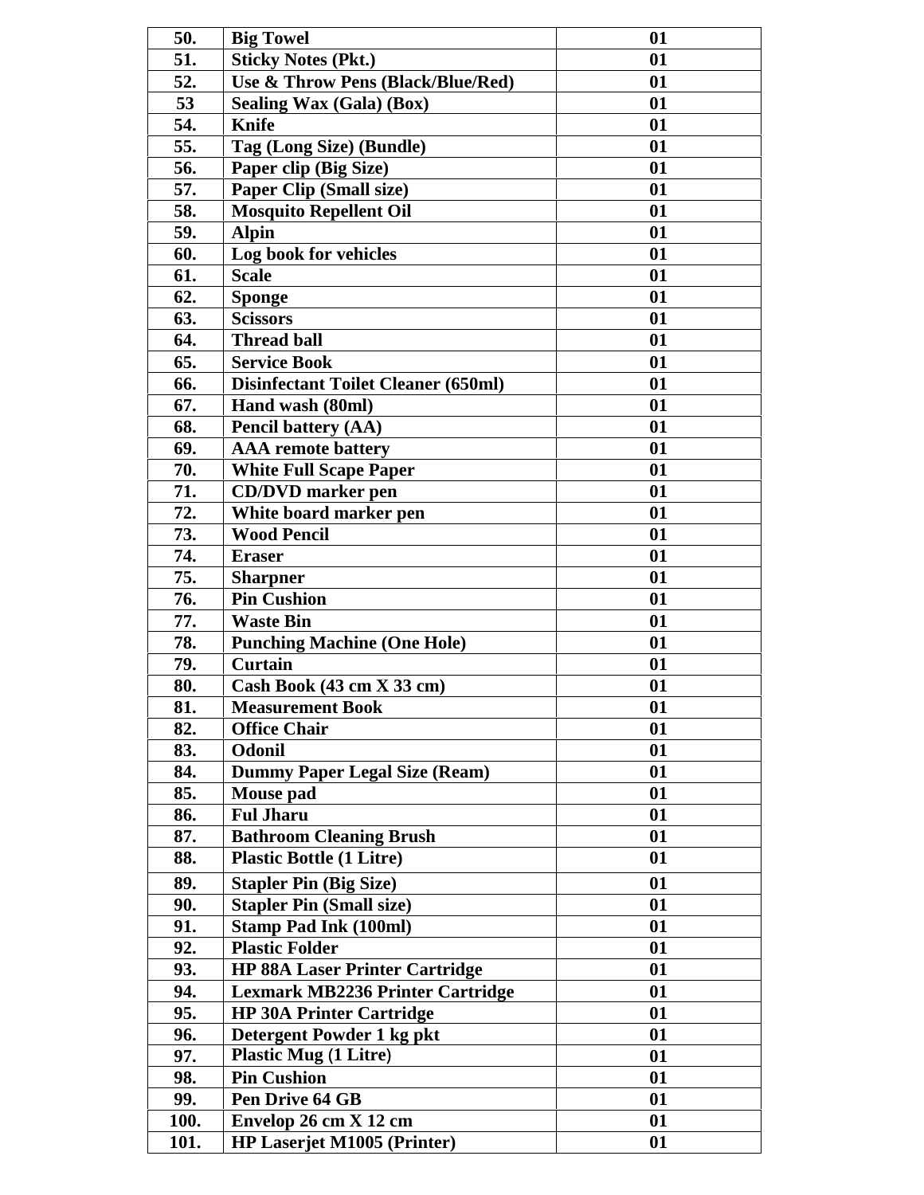| 50. | **Big Towel** | 01 |
|---|---|---|
| 51. | **Sticky Notes (Pkt.)** | 01 |
| 52. | **Use & Throw Pens (Black/Blue/Red)** | 01 |
| 53 | **Sealing Wax (Gala) (Box)** | 01 |
| 54. | **Knife** | 01 |
| 55. | **Tag (Long Size) (Bundle)** | 01 |
| 56. | **Paper clip (Big Size)** | 01 |
| 57. | **Paper Clip (Small size)** | 01 |
| 58. | **Mosquito Repellent Oil** | 01 |
| 59. | **Alpin** | 01 |
| 60. | **Log book for vehicles** | 01 |
| 61. | **Scale** | 01 |
| 62. | **Sponge** | 01 |
| 63. | **Scissors** | 01 |
| 64. | **Thread ball** | 01 |
| 65. | **Service Book** | 01 |
| 66. | **Disinfectant Toilet Cleaner (650ml)** | 01 |
| 67. | **Hand wash (80ml)** | 01 |
| 68. | **Pencil battery (AA)** | 01 |
| 69. | **AAA remote battery** | 01 |
| 70. | **White Full Scape Paper** | 01 |
| 71. | **CD/DVD marker pen** | 01 |
| 72. | **White board marker pen** | 01 |
| 73. | **Wood Pencil** | 01 |
| 74. | **Eraser** | 01 |
| 75. | **Sharpner** | 01 |
| 76. | **Pin Cushion** | 01 |
| 77. | **Waste Bin** | 01 |
| 78. | **Punching Machine (One Hole)** | 01 |
| 79. | **Curtain** | 01 |
| 80. | **Cash Book (43 cm X 33 cm)** | 01 |
| 81. | **Measurement Book** | 01 |
| 82. | **Office Chair** | 01 |
| 83. | **Odonil** | 01 |
| 84. | **Dummy Paper Legal Size (Ream)** | 01 |
| 85. | **Mouse pad** | 01 |
| 86. | **Ful Jharu** | 01 |
| 87. | **Bathroom Cleaning Brush** | 01 |
| 88. | **Plastic Bottle (1 Litre)** | 01 |
| 89. | **Stapler Pin (Big Size)** | 01 |
| 90. | **Stapler Pin (Small size)** | 01 |
| 91. | **Stamp Pad Ink (100ml)** | 01 |
| 92. | **Plastic Folder** | 01 |
| 93. | **HP 88A Laser Printer Cartridge** | 01 |
| 94. | **Lexmark MB2236 Printer Cartridge** | 01 |
| 95. | **HP 30A Printer Cartridge** | 01 |
| 96. | **Detergent Powder 1 kg pkt** | 01 |
| 97. | **Plastic Mug (1 Litre)** | 01 |
| 98. | **Pin Cushion** | 01 |
| 99. | **Pen Drive 64 GB** | 01 |
| 100. | **Envelop 26 cm X 12 cm** | 01 |
| 101. | **HP Laserjet M1005 (Printer)** | 01 |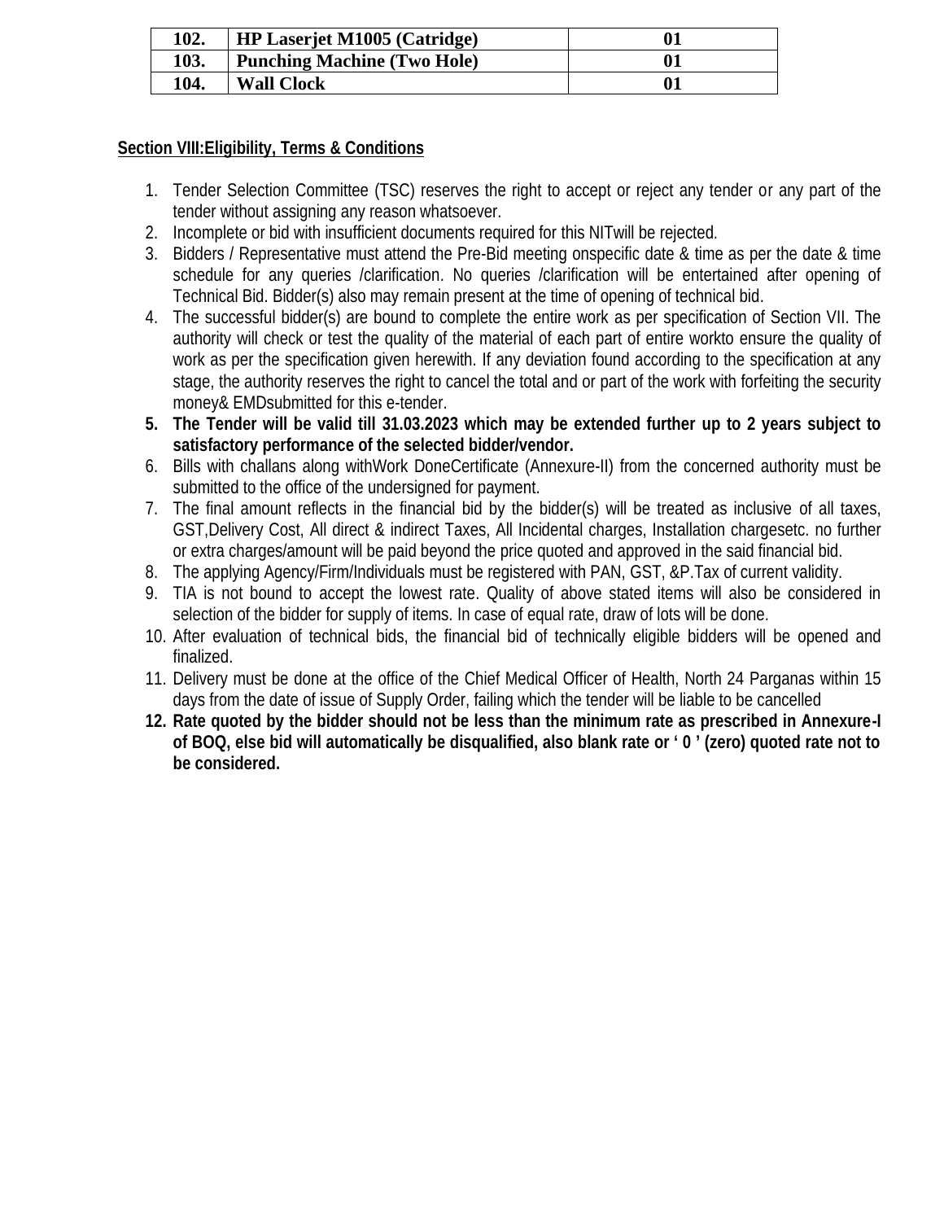| 102. | HP Laserjet M1005 (Catridge) | 01 |
|---|---|---|
| 103. | Punching Machine (Two Hole) | 01 |
| 104. | Wall Clock | 01 |

**Section VIII:Eligibility, Terms & Conditions**

1. Tender Selection Committee (TSC) reserves the right to accept or reject any tender or any part of the tender without assigning any reason whatsoever.
2. Incomplete or bid with insufficient documents required for this NITwill be rejected.
3. Bidders / Representative must attend the Pre-Bid meeting onspecific date & time as per the date & time schedule for any queries /clarification. No queries /clarification will be entertained after opening of Technical Bid. Bidder(s) also may remain present at the time of opening of technical bid.
4. The successful bidder(s) are bound to complete the entire work as per specification of Section VII. The authority will check or test the quality of the material of each part of entire workto ensure the quality of work as per the specification given herewith. If any deviation found according to the specification at any stage, the authority reserves the right to cancel the total and or part of the work with forfeiting the security money& EMDsubmitted for this e-tender.
5. **The Tender will be valid till 31.03.2023 which may be extended further up to 2 years subject to satisfactory performance of the selected bidder/vendor.**
6. Bills with challans along withWork DoneCertificate (Annexure-II) from the concerned authority must be submitted to the office of the undersigned for payment.
7. The final amount reflects in the financial bid by the bidder(s) will be treated as inclusive of all taxes, GST,Delivery Cost, All direct & indirect Taxes, All Incidental charges, Installation chargesetc. no further or extra charges/amount will be paid beyond the price quoted and approved in the said financial bid.
8. The applying Agency/Firm/Individuals must be registered with PAN, GST, &P.Tax of current validity.
9. TIA is not bound to accept the lowest rate. Quality of above stated items will also be considered in selection of the bidder for supply of items. In case of equal rate, draw of lots will be done.
10. After evaluation of technical bids, the financial bid of technically eligible bidders will be opened and finalized.
11. Delivery must be done at the office of the Chief Medical Officer of Health, North 24 Parganas within 15 days from the date of issue of Supply Order, failing which the tender will be liable to be cancelled
12. **Rate quoted by the bidder should not be less than the minimum rate as prescribed in Annexure-I of BOQ, else bid will automatically be disqualified, also blank rate or ' 0 ' (zero) quoted rate not to be considered.**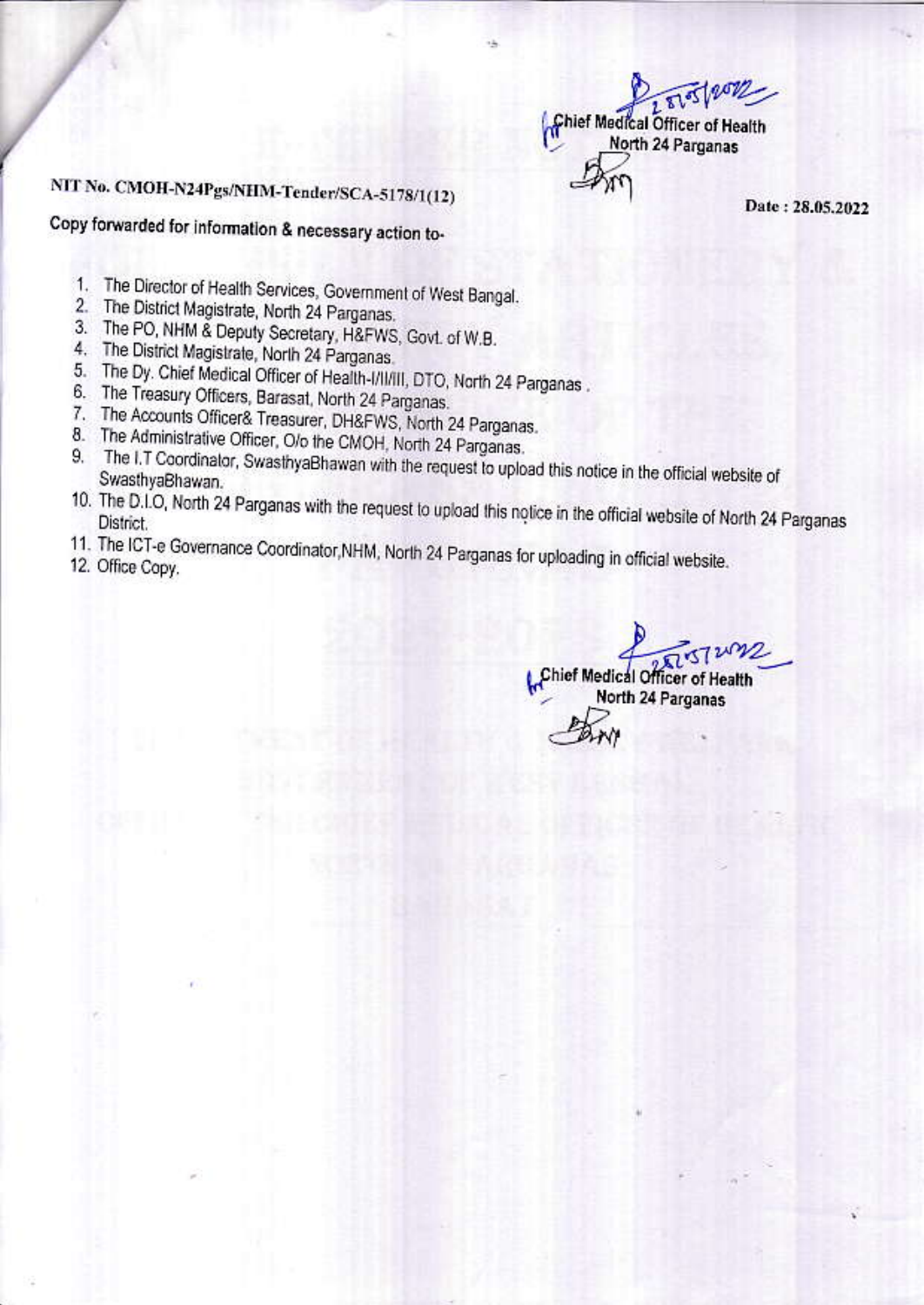Sd/- 28/5/2022
Chief Medical Officer of Health
North 24 Parganas

NIT No. CMOH-N24Pgs/NHM-Tender/SCA-5178/1(12)

Date : 28.05.2022

Copy forwarded for information & necessary action to-

1. The Director of Health Services, Government of West Bangal.
2. The District Magistrate, North 24 Parganas.
3. The PO, NHM & Deputy Secretary, H&FWS, Govt. of W.B.
4. The District Magistrate, North 24 Parganas.
5. The Dy. Chief Medical Officer of Health-I/II/III, DTO, North 24 Parganas .
6. The Treasury Officers, Barasat, North 24 Parganas.
7. The Accounts Officer& Treasurer, DH&FWS, North 24 Parganas.
8. The Administrative Officer, O/o the CMOH, North 24 Parganas.
9. The I.T Coordinator, SwasthyaBhawan with the request to upload this notice in the official website of SwasthyaBhawan.
10. The D.I.O, North 24 Parganas with the request to upload this notice in the official website of North 24 Parganas District.
11. The ICT-e Governance Coordinator,NHM, North 24 Parganas for uploading in official website.
12. Office Copy.

Sd/- 28/5/2022
Chief Medical Officer of Health
North 24 Parganas